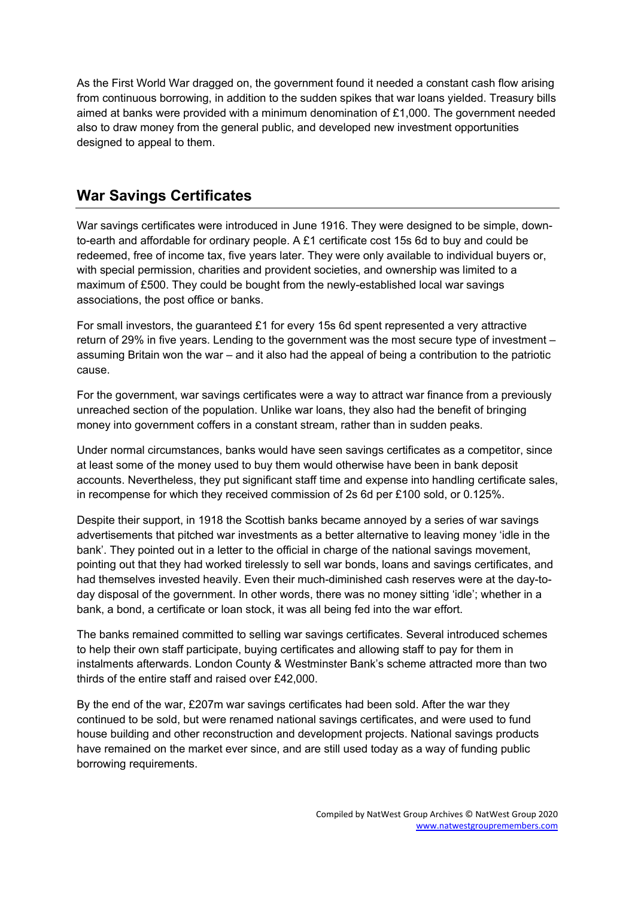As the First World War dragged on, the government found it needed a constant cash flow arising from continuous borrowing, in addition to the sudden spikes that war loans yielded. Treasury bills aimed at banks were provided with a minimum denomination of £1,000. The government needed also to draw money from the general public, and developed new investment opportunities designed to appeal to them.

## War Savings Certificates

War savings certificates were introduced in June 1916. They were designed to be simple, down-to-earth and affordable for ordinary people. A £1 certificate cost 15s 6d to buy and could be redeemed, free of income tax, five years later. They were only available to individual buyers or, with special permission, charities and provident societies, and ownership was limited to a maximum of £500. They could be bought from the newly-established local war savings associations, the post office or banks.

For small investors, the guaranteed £1 for every 15s 6d spent represented a very attractive return of 29% in five years. Lending to the government was the most secure type of investment – assuming Britain won the war – and it also had the appeal of being a contribution to the patriotic cause.

For the government, war savings certificates were a way to attract war finance from a previously unreached section of the population. Unlike war loans, they also had the benefit of bringing money into government coffers in a constant stream, rather than in sudden peaks.

Under normal circumstances, banks would have seen savings certificates as a competitor, since at least some of the money used to buy them would otherwise have been in bank deposit accounts. Nevertheless, they put significant staff time and expense into handling certificate sales, in recompense for which they received commission of 2s 6d per £100 sold, or 0.125%.

Despite their support, in 1918 the Scottish banks became annoyed by a series of war savings advertisements that pitched war investments as a better alternative to leaving money 'idle in the bank'. They pointed out in a letter to the official in charge of the national savings movement, pointing out that they had worked tirelessly to sell war bonds, loans and savings certificates, and had themselves invested heavily. Even their much-diminished cash reserves were at the day-to-day disposal of the government. In other words, there was no money sitting 'idle'; whether in a bank, a bond, a certificate or loan stock, it was all being fed into the war effort.

The banks remained committed to selling war savings certificates. Several introduced schemes to help their own staff participate, buying certificates and allowing staff to pay for them in instalments afterwards. London County & Westminster Bank's scheme attracted more than two thirds of the entire staff and raised over £42,000.

By the end of the war, £207m war savings certificates had been sold. After the war they continued to be sold, but were renamed national savings certificates, and were used to fund house building and other reconstruction and development projects. National savings products have remained on the market ever since, and are still used today as a way of funding public borrowing requirements.

Compiled by NatWest Group Archives © NatWest Group 2020
www.natwestgroupremembers.com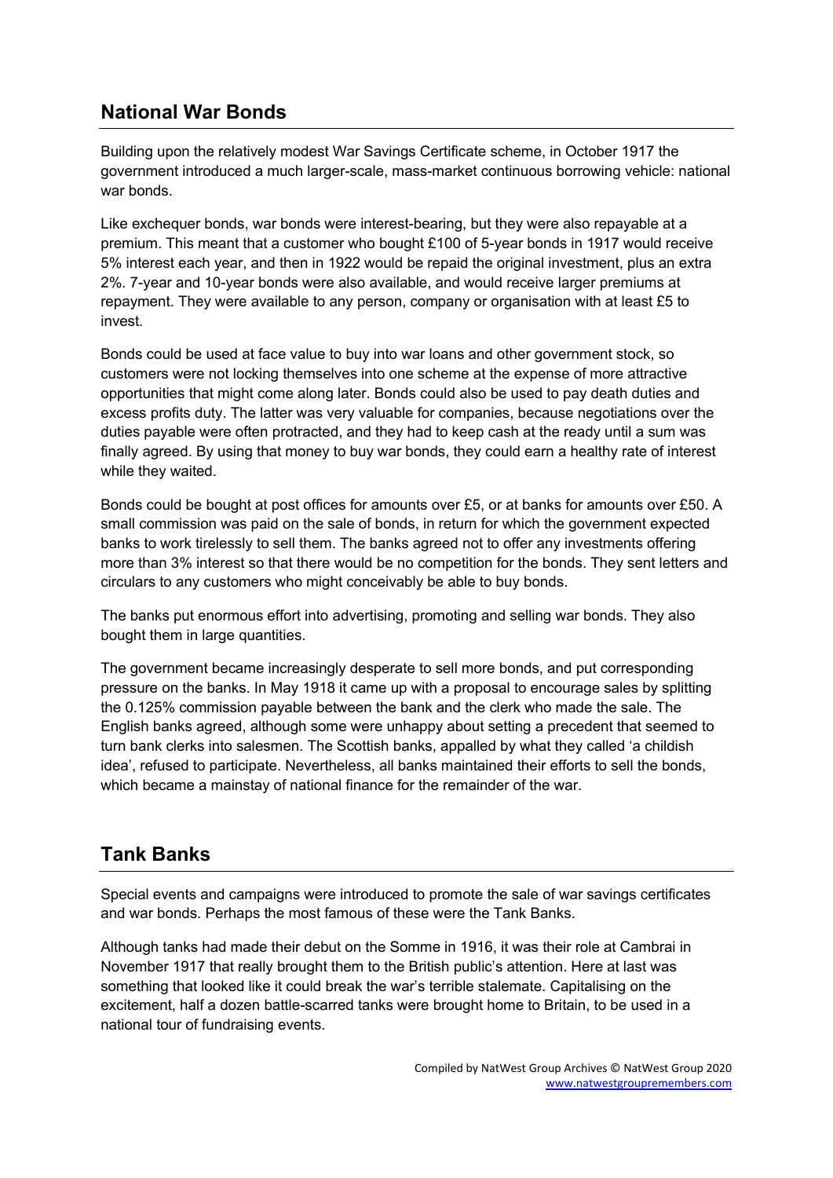## National War Bonds

Building upon the relatively modest War Savings Certificate scheme, in October 1917 the government introduced a much larger-scale, mass-market continuous borrowing vehicle: national war bonds.

Like exchequer bonds, war bonds were interest-bearing, but they were also repayable at a premium. This meant that a customer who bought £100 of 5-year bonds in 1917 would receive 5% interest each year, and then in 1922 would be repaid the original investment, plus an extra 2%. 7-year and 10-year bonds were also available, and would receive larger premiums at repayment. They were available to any person, company or organisation with at least £5 to invest.

Bonds could be used at face value to buy into war loans and other government stock, so customers were not locking themselves into one scheme at the expense of more attractive opportunities that might come along later. Bonds could also be used to pay death duties and excess profits duty. The latter was very valuable for companies, because negotiations over the duties payable were often protracted, and they had to keep cash at the ready until a sum was finally agreed. By using that money to buy war bonds, they could earn a healthy rate of interest while they waited.

Bonds could be bought at post offices for amounts over £5, or at banks for amounts over £50. A small commission was paid on the sale of bonds, in return for which the government expected banks to work tirelessly to sell them. The banks agreed not to offer any investments offering more than 3% interest so that there would be no competition for the bonds. They sent letters and circulars to any customers who might conceivably be able to buy bonds.

The banks put enormous effort into advertising, promoting and selling war bonds. They also bought them in large quantities.

The government became increasingly desperate to sell more bonds, and put corresponding pressure on the banks. In May 1918 it came up with a proposal to encourage sales by splitting the 0.125% commission payable between the bank and the clerk who made the sale. The English banks agreed, although some were unhappy about setting a precedent that seemed to turn bank clerks into salesmen. The Scottish banks, appalled by what they called 'a childish idea', refused to participate. Nevertheless, all banks maintained their efforts to sell the bonds, which became a mainstay of national finance for the remainder of the war.

## Tank Banks

Special events and campaigns were introduced to promote the sale of war savings certificates and war bonds. Perhaps the most famous of these were the Tank Banks.

Although tanks had made their debut on the Somme in 1916, it was their role at Cambrai in November 1917 that really brought them to the British public's attention. Here at last was something that looked like it could break the war's terrible stalemate. Capitalising on the excitement, half a dozen battle-scarred tanks were brought home to Britain, to be used in a national tour of fundraising events.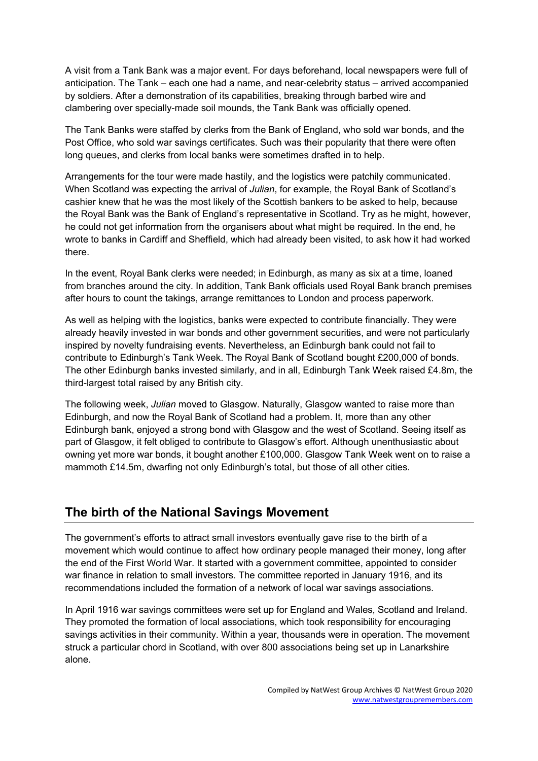A visit from a Tank Bank was a major event. For days beforehand, local newspapers were full of anticipation. The Tank – each one had a name, and near-celebrity status – arrived accompanied by soldiers. After a demonstration of its capabilities, breaking through barbed wire and clambering over specially-made soil mounds, the Tank Bank was officially opened.

The Tank Banks were staffed by clerks from the Bank of England, who sold war bonds, and the Post Office, who sold war savings certificates. Such was their popularity that there were often long queues, and clerks from local banks were sometimes drafted in to help.

Arrangements for the tour were made hastily, and the logistics were patchily communicated. When Scotland was expecting the arrival of *Julian*, for example, the Royal Bank of Scotland's cashier knew that he was the most likely of the Scottish bankers to be asked to help, because the Royal Bank was the Bank of England's representative in Scotland. Try as he might, however, he could not get information from the organisers about what might be required. In the end, he wrote to banks in Cardiff and Sheffield, which had already been visited, to ask how it had worked there.

In the event, Royal Bank clerks were needed; in Edinburgh, as many as six at a time, loaned from branches around the city. In addition, Tank Bank officials used Royal Bank branch premises after hours to count the takings, arrange remittances to London and process paperwork.

As well as helping with the logistics, banks were expected to contribute financially. They were already heavily invested in war bonds and other government securities, and were not particularly inspired by novelty fundraising events. Nevertheless, an Edinburgh bank could not fail to contribute to Edinburgh's Tank Week. The Royal Bank of Scotland bought £200,000 of bonds. The other Edinburgh banks invested similarly, and in all, Edinburgh Tank Week raised £4.8m, the third-largest total raised by any British city.

The following week, *Julian* moved to Glasgow. Naturally, Glasgow wanted to raise more than Edinburgh, and now the Royal Bank of Scotland had a problem. It, more than any other Edinburgh bank, enjoyed a strong bond with Glasgow and the west of Scotland. Seeing itself as part of Glasgow, it felt obliged to contribute to Glasgow's effort. Although unenthusiastic about owning yet more war bonds, it bought another £100,000. Glasgow Tank Week went on to raise a mammoth £14.5m, dwarfing not only Edinburgh's total, but those of all other cities.

## The birth of the National Savings Movement

The government's efforts to attract small investors eventually gave rise to the birth of a movement which would continue to affect how ordinary people managed their money, long after the end of the First World War. It started with a government committee, appointed to consider war finance in relation to small investors. The committee reported in January 1916, and its recommendations included the formation of a network of local war savings associations.

In April 1916 war savings committees were set up for England and Wales, Scotland and Ireland. They promoted the formation of local associations, which took responsibility for encouraging savings activities in their community. Within a year, thousands were in operation. The movement struck a particular chord in Scotland, with over 800 associations being set up in Lanarkshire alone.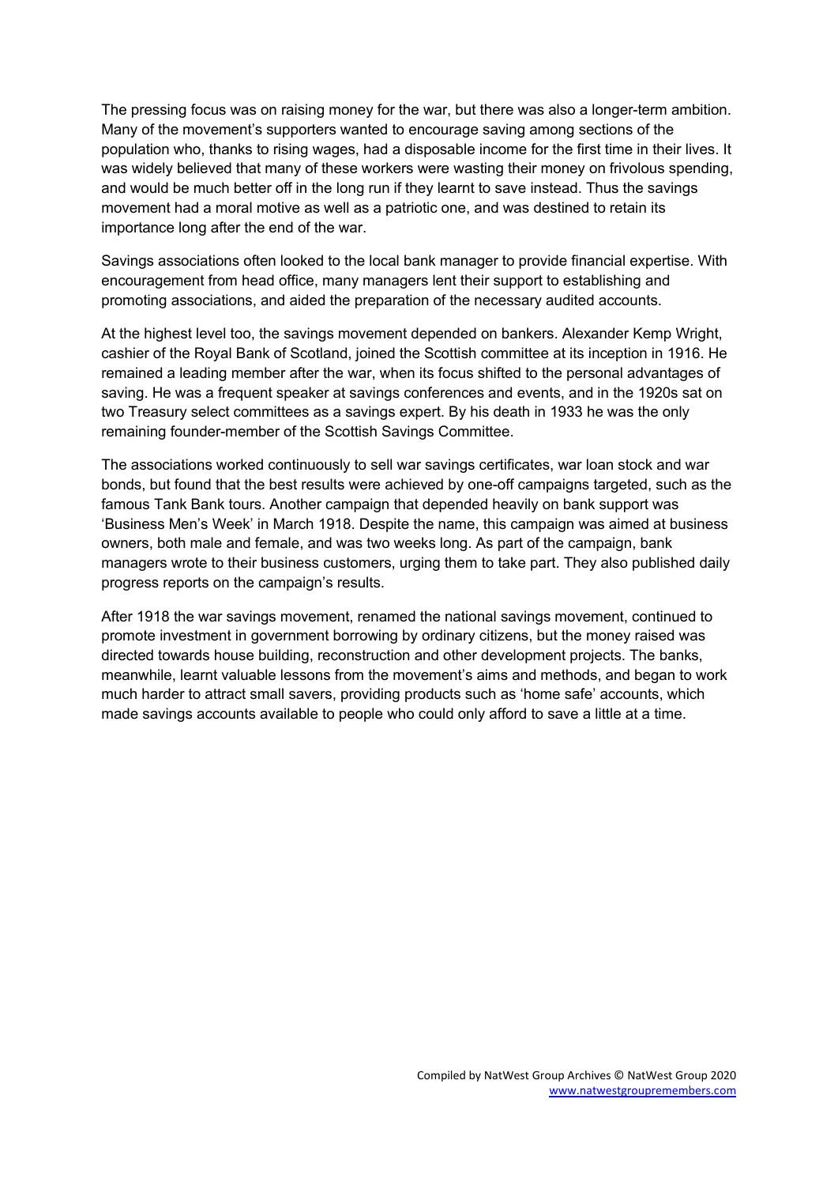The pressing focus was on raising money for the war, but there was also a longer-term ambition. Many of the movement's supporters wanted to encourage saving among sections of the population who, thanks to rising wages, had a disposable income for the first time in their lives. It was widely believed that many of these workers were wasting their money on frivolous spending, and would be much better off in the long run if they learnt to save instead. Thus the savings movement had a moral motive as well as a patriotic one, and was destined to retain its importance long after the end of the war.

Savings associations often looked to the local bank manager to provide financial expertise. With encouragement from head office, many managers lent their support to establishing and promoting associations, and aided the preparation of the necessary audited accounts.

At the highest level too, the savings movement depended on bankers. Alexander Kemp Wright, cashier of the Royal Bank of Scotland, joined the Scottish committee at its inception in 1916. He remained a leading member after the war, when its focus shifted to the personal advantages of saving. He was a frequent speaker at savings conferences and events, and in the 1920s sat on two Treasury select committees as a savings expert. By his death in 1933 he was the only remaining founder-member of the Scottish Savings Committee.

The associations worked continuously to sell war savings certificates, war loan stock and war bonds, but found that the best results were achieved by one-off campaigns targeted, such as the famous Tank Bank tours. Another campaign that depended heavily on bank support was 'Business Men's Week' in March 1918. Despite the name, this campaign was aimed at business owners, both male and female, and was two weeks long. As part of the campaign, bank managers wrote to their business customers, urging them to take part. They also published daily progress reports on the campaign's results.

After 1918 the war savings movement, renamed the national savings movement, continued to promote investment in government borrowing by ordinary citizens, but the money raised was directed towards house building, reconstruction and other development projects. The banks, meanwhile, learnt valuable lessons from the movement's aims and methods, and began to work much harder to attract small savers, providing products such as 'home safe' accounts, which made savings accounts available to people who could only afford to save a little at a time.

Compiled by NatWest Group Archives © NatWest Group 2020
www.natwestgroupremembers.com